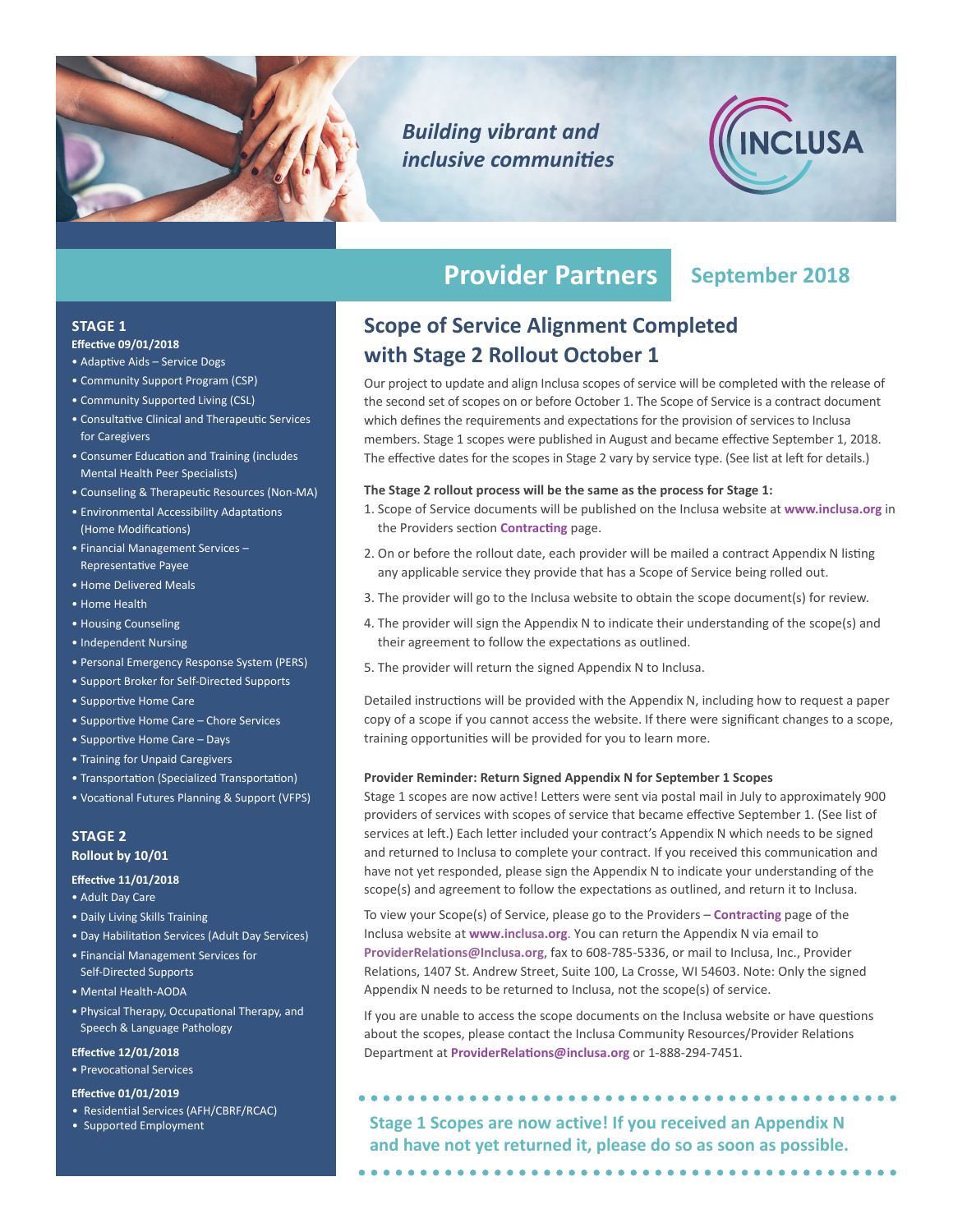*Building vibrant and inclusive communities*

INCLUSA

# Provider Partners

September 2018

## Scope of Service Alignment Completed with Stage 2 Rollout October 1

Our project to update and align Inclusa scopes of service will be completed with the release of the second set of scopes on or before October 1. The Scope of Service is a contract document which defines the requirements and expectations for the provision of services to Inclusa members. Stage 1 scopes were published in August and became effective September 1, 2018. The effective dates for the scopes in Stage 2 vary by service type. (See list at left for details.)

**The Stage 2 rollout process will be the same as the process for Stage 1:**

1. Scope of Service documents will be published on the Inclusa website at **www.inclusa.org** in the Providers section **Contracting** page.
2. On or before the rollout date, each provider will be mailed a contract Appendix N listing any applicable service they provide that has a Scope of Service being rolled out.
3. The provider will go to the Inclusa website to obtain the scope document(s) for review.
4. The provider will sign the Appendix N to indicate their understanding of the scope(s) and their agreement to follow the expectations as outlined.
5. The provider will return the signed Appendix N to Inclusa.

Detailed instructions will be provided with the Appendix N, including how to request a paper copy of a scope if you cannot access the website. If there were significant changes to a scope, training opportunities will be provided for you to learn more.

**Provider Reminder: Return Signed Appendix N for September 1 Scopes**

Stage 1 scopes are now active! Letters were sent via postal mail in July to approximately 900 providers of services with scopes of service that became effective September 1. (See list of services at left.) Each letter included your contract's Appendix N which needs to be signed and returned to Inclusa to complete your contract. If you received this communication and have not yet responded, please sign the Appendix N to indicate your understanding of the scope(s) and agreement to follow the expectations as outlined, and return it to Inclusa.

To view your Scope(s) of Service, please go to the Providers – **Contracting** page of the Inclusa website at **www.inclusa.org**. You can return the Appendix N via email to **ProviderRelations@Inclusa.org**, fax to 608-785-5336, or mail to Inclusa, Inc., Provider Relations, 1407 St. Andrew Street, Suite 100, La Crosse, WI 54603. Note: Only the signed Appendix N needs to be returned to Inclusa, not the scope(s) of service.

If you are unable to access the scope documents on the Inclusa website or have questions about the scopes, please contact the Inclusa Community Resources/Provider Relations Department at **ProviderRelations@inclusa.org** or 1-888-294-7451.

**Stage 1 Scopes are now active! If you received an Appendix N and have not yet returned it, please do so as soon as possible.**

### STAGE 1

**Effective 09/01/2018**

- Adaptive Aids – Service Dogs
- Community Support Program (CSP)
- Community Supported Living (CSL)
- Consultative Clinical and Therapeutic Services for Caregivers
- Consumer Education and Training (includes Mental Health Peer Specialists)
- Counseling & Therapeutic Resources (Non-MA)
- Environmental Accessibility Adaptations (Home Modifications)
- Financial Management Services – Representative Payee
- Home Delivered Meals
- Home Health
- Housing Counseling
- Independent Nursing
- Personal Emergency Response System (PERS)
- Support Broker for Self-Directed Supports
- Supportive Home Care
- Supportive Home Care – Chore Services
- Supportive Home Care – Days
- Training for Unpaid Caregivers
- Transportation (Specialized Transportation)
- Vocational Futures Planning & Support (VFPS)

### STAGE 2

**Rollout by 10/01**

**Effective 11/01/2018**

- Adult Day Care
- Daily Living Skills Training
- Day Habilitation Services (Adult Day Services)
- Financial Management Services for Self-Directed Supports
- Mental Health-AODA
- Physical Therapy, Occupational Therapy, and Speech & Language Pathology

**Effective 12/01/2018**

- Prevocational Services

**Effective 01/01/2019**

- Residential Services (AFH/CBRF/RCAC)
- Supported Employment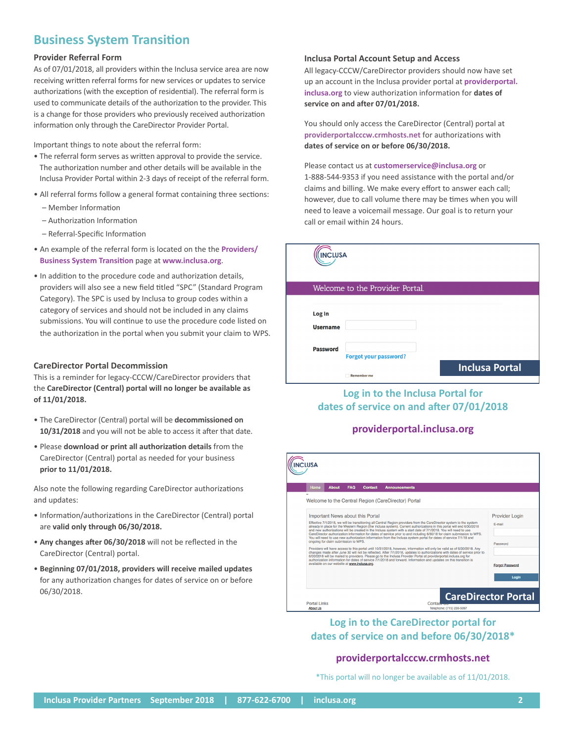# Business System Transition

### Provider Referral Form

As of 07/01/2018, all providers within the Inclusa service area are now receiving written referral forms for new services or updates to service authorizations (with the exception of residential). The referral form is used to communicate details of the authorization to the provider. This is a change for those providers who previously received authorization information only through the CareDirector Provider Portal.

Important things to note about the referral form:

- The referral form serves as written approval to provide the service. The authorization number and other details will be available in the Inclusa Provider Portal within 2-3 days of receipt of the referral form.
- All referral forms follow a general format containing three sections:
  - Member Information
  - Authorization Information
  - Referral-Specific Information
- An example of the referral form is located on the the **Providers/ Business System Transition** page at **www.inclusa.org**.
- In addition to the procedure code and authorization details, providers will also see a new field titled "SPC" (Standard Program Category). The SPC is used by Inclusa to group codes within a category of services and should not be included in any claims submissions. You will continue to use the procedure code listed on the authorization in the portal when you submit your claim to WPS.

### CareDirector Portal Decommission

This is a reminder for legacy-CCCW/CareDirector providers that the **CareDirector (Central) portal will no longer be available as of 11/01/2018.**

- The CareDirector (Central) portal will be **decommissioned on 10/31/2018** and you will not be able to access it after that date.
- Please **download or print all authorization details** from the CareDirector (Central) portal as needed for your business **prior to 11/01/2018.**

Also note the following regarding CareDirector authorizations and updates:

- Information/authorizations in the CareDirector (Central) portal are **valid only through 06/30/2018.**
- **Any changes after 06/30/2018** will not be reflected in the CareDirector (Central) portal.
- **Beginning 07/01/2018, providers will receive mailed updates** for any authorization changes for dates of service on or before 06/30/2018.

### Inclusa Portal Account Setup and Access

All legacy-CCCW/CareDirector providers should now have set up an account in the Inclusa provider portal at **providerportal.inclusa.org** to view authorization information for **dates of service on and after 07/01/2018.**

You should only access the CareDirector (Central) portal at **providerportalcccw.crmhosts.net** for authorizations with **dates of service on or before 06/30/2018.**

Please contact us at **customerservice@inclusa.org** or 1-888-544-9353 if you need assistance with the portal and/or claims and billing. We make every effort to answer each call; however, due to call volume there may be times when you will need to leave a voicemail message. Our goal is to return your call or email within 24 hours.

**Inclusa Portal**

Welcome to the Provider Portal.

Log In
Username
Password
Forgot your password?
Remember me

**Log in to the Inclusa Portal for dates of service on and after 07/01/2018**

**providerportal.inclusa.org**

**CareDirector Portal**

Home | About | FAQ | Contact | Announcements

Welcome to the Central Region (CareDirector) Portal

**Log in to the CareDirector portal for dates of service on and before 06/30/2018***

**providerportalcccw.crmhosts.net**

*This portal will no longer be available as of 11/01/2018.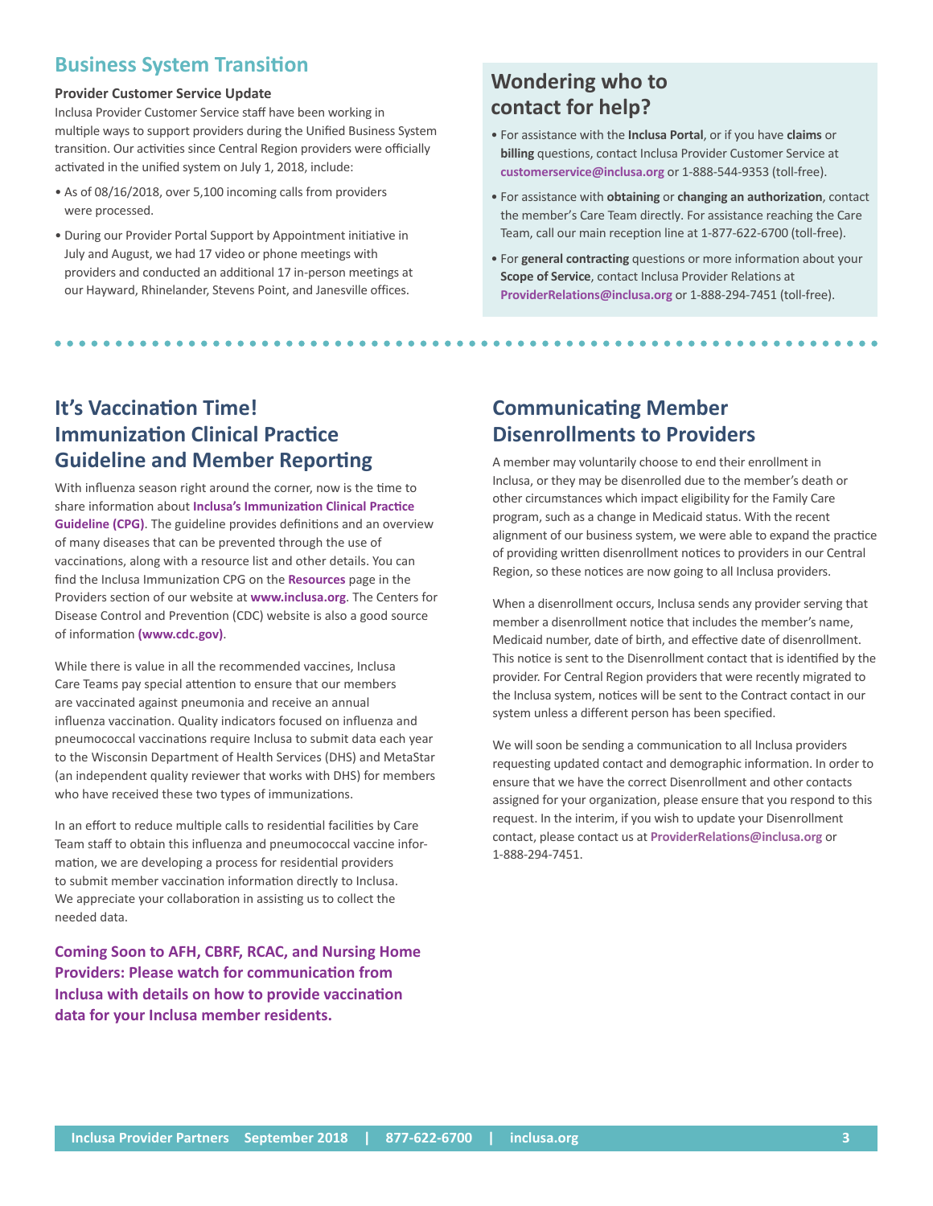## Business System Transition

**Provider Customer Service Update**

Inclusa Provider Customer Service staff have been working in multiple ways to support providers during the Unified Business System transition. Our activities since Central Region providers were officially activated in the unified system on July 1, 2018, include:

- As of 08/16/2018, over 5,100 incoming calls from providers were processed.
- During our Provider Portal Support by Appointment initiative in July and August, we had 17 video or phone meetings with providers and conducted an additional 17 in-person meetings at our Hayward, Rhinelander, Stevens Point, and Janesville offices.

## Wondering who to contact for help?

- For assistance with the **Inclusa Portal**, or if you have **claims** or **billing** questions, contact Inclusa Provider Customer Service at **customerservice@inclusa.org** or 1-888-544-9353 (toll-free).
- For assistance with **obtaining** or **changing an authorization**, contact the member's Care Team directly. For assistance reaching the Care Team, call our main reception line at 1-877-622-6700 (toll-free).
- For **general contracting** questions or more information about your **Scope of Service**, contact Inclusa Provider Relations at **ProviderRelations@inclusa.org** or 1-888-294-7451 (toll-free).

## It's Vaccination Time! Immunization Clinical Practice Guideline and Member Reporting

With influenza season right around the corner, now is the time to share information about **Inclusa's Immunization Clinical Practice Guideline (CPG)**. The guideline provides definitions and an overview of many diseases that can be prevented through the use of vaccinations, along with a resource list and other details. You can find the Inclusa Immunization CPG on the **Resources** page in the Providers section of our website at **www.inclusa.org**. The Centers for Disease Control and Prevention (CDC) website is also a good source of information **(www.cdc.gov)**.

While there is value in all the recommended vaccines, Inclusa Care Teams pay special attention to ensure that our members are vaccinated against pneumonia and receive an annual influenza vaccination. Quality indicators focused on influenza and pneumococcal vaccinations require Inclusa to submit data each year to the Wisconsin Department of Health Services (DHS) and MetaStar (an independent quality reviewer that works with DHS) for members who have received these two types of immunizations.

In an effort to reduce multiple calls to residential facilities by Care Team staff to obtain this influenza and pneumococcal vaccine information, we are developing a process for residential providers to submit member vaccination information directly to Inclusa. We appreciate your collaboration in assisting us to collect the needed data.

**Coming Soon to AFH, CBRF, RCAC, and Nursing Home Providers: Please watch for communication from Inclusa with details on how to provide vaccination data for your Inclusa member residents.**

## Communicating Member Disenrollments to Providers

A member may voluntarily choose to end their enrollment in Inclusa, or they may be disenrolled due to the member's death or other circumstances which impact eligibility for the Family Care program, such as a change in Medicaid status. With the recent alignment of our business system, we were able to expand the practice of providing written disenrollment notices to providers in our Central Region, so these notices are now going to all Inclusa providers.

When a disenrollment occurs, Inclusa sends any provider serving that member a disenrollment notice that includes the member's name, Medicaid number, date of birth, and effective date of disenrollment. This notice is sent to the Disenrollment contact that is identified by the provider. For Central Region providers that were recently migrated to the Inclusa system, notices will be sent to the Contract contact in our system unless a different person has been specified.

We will soon be sending a communication to all Inclusa providers requesting updated contact and demographic information. In order to ensure that we have the correct Disenrollment and other contacts assigned for your organization, please ensure that you respond to this request. In the interim, if you wish to update your Disenrollment contact, please contact us at **ProviderRelations@inclusa.org** or 1-888-294-7451.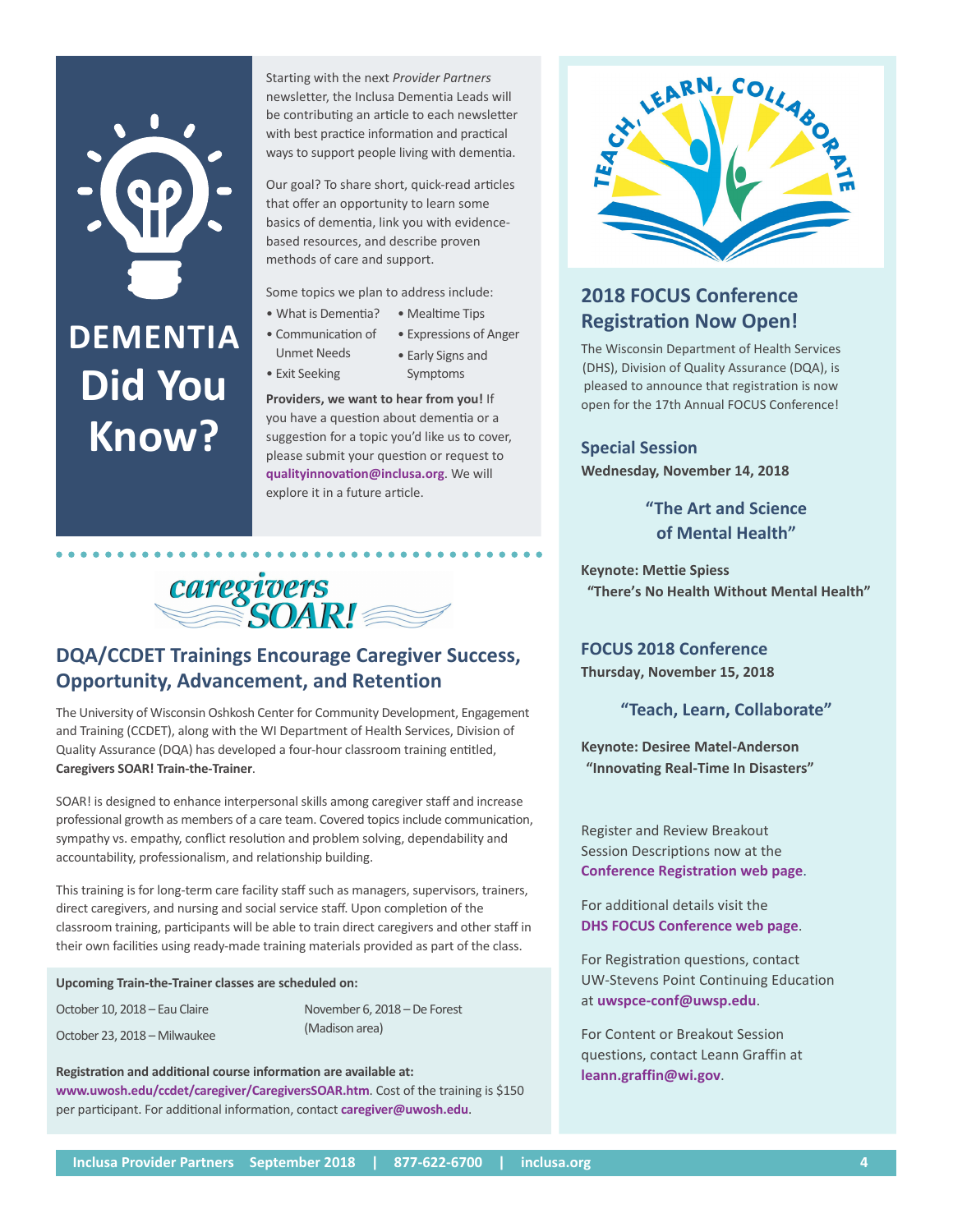# DEMENTIA Did You Know?

Starting with the next *Provider Partners* newsletter, the Inclusa Dementia Leads will be contributing an article to each newsletter with best practice information and practical ways to support people living with dementia.

Our goal? To share short, quick-read articles that offer an opportunity to learn some basics of dementia, link you with evidence-based resources, and describe proven methods of care and support.

Some topics we plan to address include:

- What is Dementia?
- Communication of Unmet Needs
- Exit Seeking
- Mealtime Tips
- Expressions of Anger
- Early Signs and Symptoms

**Providers, we want to hear from you!** If you have a question about dementia or a suggestion for a topic you'd like us to cover, please submit your question or request to **qualityinnovation@inclusa.org**. We will explore it in a future article.

caregivers SOAR!

## DQA/CCDET Trainings Encourage Caregiver Success, Opportunity, Advancement, and Retention

The University of Wisconsin Oshkosh Center for Community Development, Engagement and Training (CCDET), along with the WI Department of Health Services, Division of Quality Assurance (DQA) has developed a four-hour classroom training entitled, **Caregivers SOAR! Train-the-Trainer**.

SOAR! is designed to enhance interpersonal skills among caregiver staff and increase professional growth as members of a care team. Covered topics include communication, sympathy vs. empathy, conflict resolution and problem solving, dependability and accountability, professionalism, and relationship building.

This training is for long-term care facility staff such as managers, supervisors, trainers, direct caregivers, and nursing and social service staff. Upon completion of the classroom training, participants will be able to train direct caregivers and other staff in their own facilities using ready-made training materials provided as part of the class.

**Upcoming Train-the-Trainer classes are scheduled on:**

- October 10, 2018 – Eau Claire
- October 23, 2018 – Milwaukee
- November 6, 2018 – De Forest (Madison area)

**Registration and additional course information are available at:** **www.uwosh.edu/ccdet/caregiver/CaregiversSOAR.htm**. Cost of the training is $150 per participant. For additional information, contact **caregiver@uwosh.edu**.

TEACH, LEARN, COLLABORATE

## 2018 FOCUS Conference Registration Now Open!

The Wisconsin Department of Health Services (DHS), Division of Quality Assurance (DQA), is pleased to announce that registration is now open for the 17th Annual FOCUS Conference!

### Special Session

**Wednesday, November 14, 2018**

**"The Art and Science of Mental Health"**

**Keynote: Mettie Spiess**
**"There's No Health Without Mental Health"**

### FOCUS 2018 Conference

**Thursday, November 15, 2018**

**"Teach, Learn, Collaborate"**

**Keynote: Desiree Matel-Anderson**
**"Innovating Real-Time In Disasters"**

Register and Review Breakout Session Descriptions now at the **Conference Registration web page**.

For additional details visit the **DHS FOCUS Conference web page**.

For Registration questions, contact UW-Stevens Point Continuing Education at **uwspce-conf@uwsp.edu**.

For Content or Breakout Session questions, contact Leann Graffin at **leann.graffin@wi.gov**.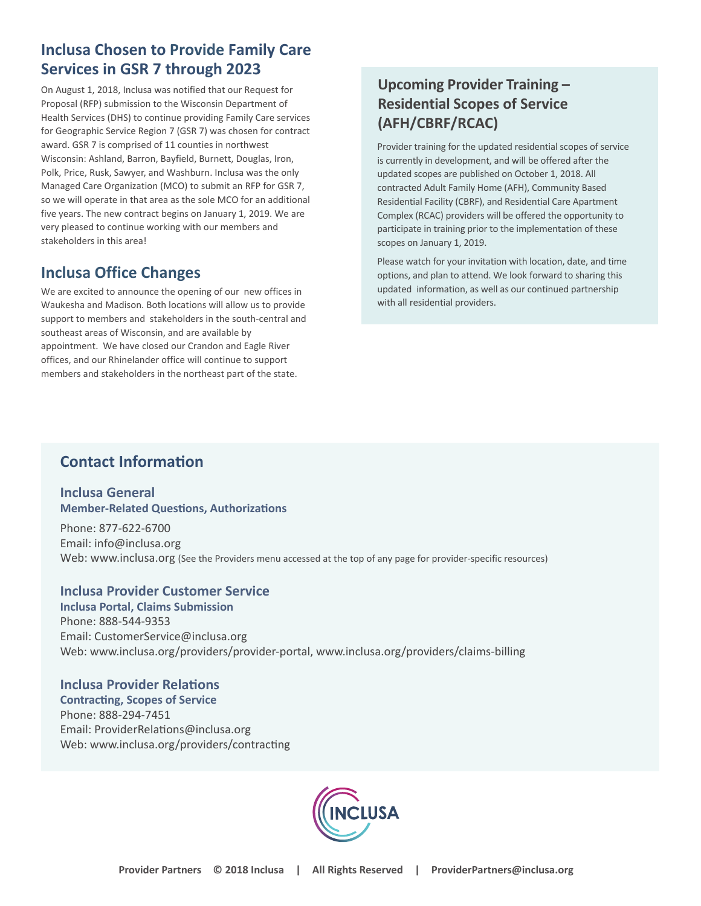## Inclusa Chosen to Provide Family Care Services in GSR 7 through 2023

On August 1, 2018, Inclusa was notified that our Request for Proposal (RFP) submission to the Wisconsin Department of Health Services (DHS) to continue providing Family Care services for Geographic Service Region 7 (GSR 7) was chosen for contract award. GSR 7 is comprised of 11 counties in northwest Wisconsin: Ashland, Barron, Bayfield, Burnett, Douglas, Iron, Polk, Price, Rusk, Sawyer, and Washburn. Inclusa was the only Managed Care Organization (MCO) to submit an RFP for GSR 7, so we will operate in that area as the sole MCO for an additional five years. The new contract begins on January 1, 2019. We are very pleased to continue working with our members and stakeholders in this area!

## Inclusa Office Changes

We are excited to announce the opening of our new offices in Waukesha and Madison. Both locations will allow us to provide support to members and stakeholders in the south-central and southeast areas of Wisconsin, and are available by appointment. We have closed our Crandon and Eagle River offices, and our Rhinelander office will continue to support members and stakeholders in the northeast part of the state.

## Upcoming Provider Training – Residential Scopes of Service (AFH/CBRF/RCAC)

Provider training for the updated residential scopes of service is currently in development, and will be offered after the updated scopes are published on October 1, 2018. All contracted Adult Family Home (AFH), Community Based Residential Facility (CBRF), and Residential Care Apartment Complex (RCAC) providers will be offered the opportunity to participate in training prior to the implementation of these scopes on January 1, 2019.

Please watch for your invitation with location, date, and time options, and plan to attend. We look forward to sharing this updated information, as well as our continued partnership with all residential providers.

## Contact Information

### Inclusa General
**Member-Related Questions, Authorizations**

Phone: 877-622-6700
Email: info@inclusa.org
Web: www.inclusa.org (See the Providers menu accessed at the top of any page for provider-specific resources)

### Inclusa Provider Customer Service
**Inclusa Portal, Claims Submission**

Phone: 888-544-9353
Email: CustomerService@inclusa.org
Web: www.inclusa.org/providers/provider-portal, www.inclusa.org/providers/claims-billing

### Inclusa Provider Relations
**Contracting, Scopes of Service**

Phone: 888-294-7451
Email: ProviderRelations@inclusa.org
Web: www.inclusa.org/providers/contracting

INCLUSA

**Provider Partners © 2018 Inclusa | All Rights Reserved | ProviderPartners@inclusa.org**